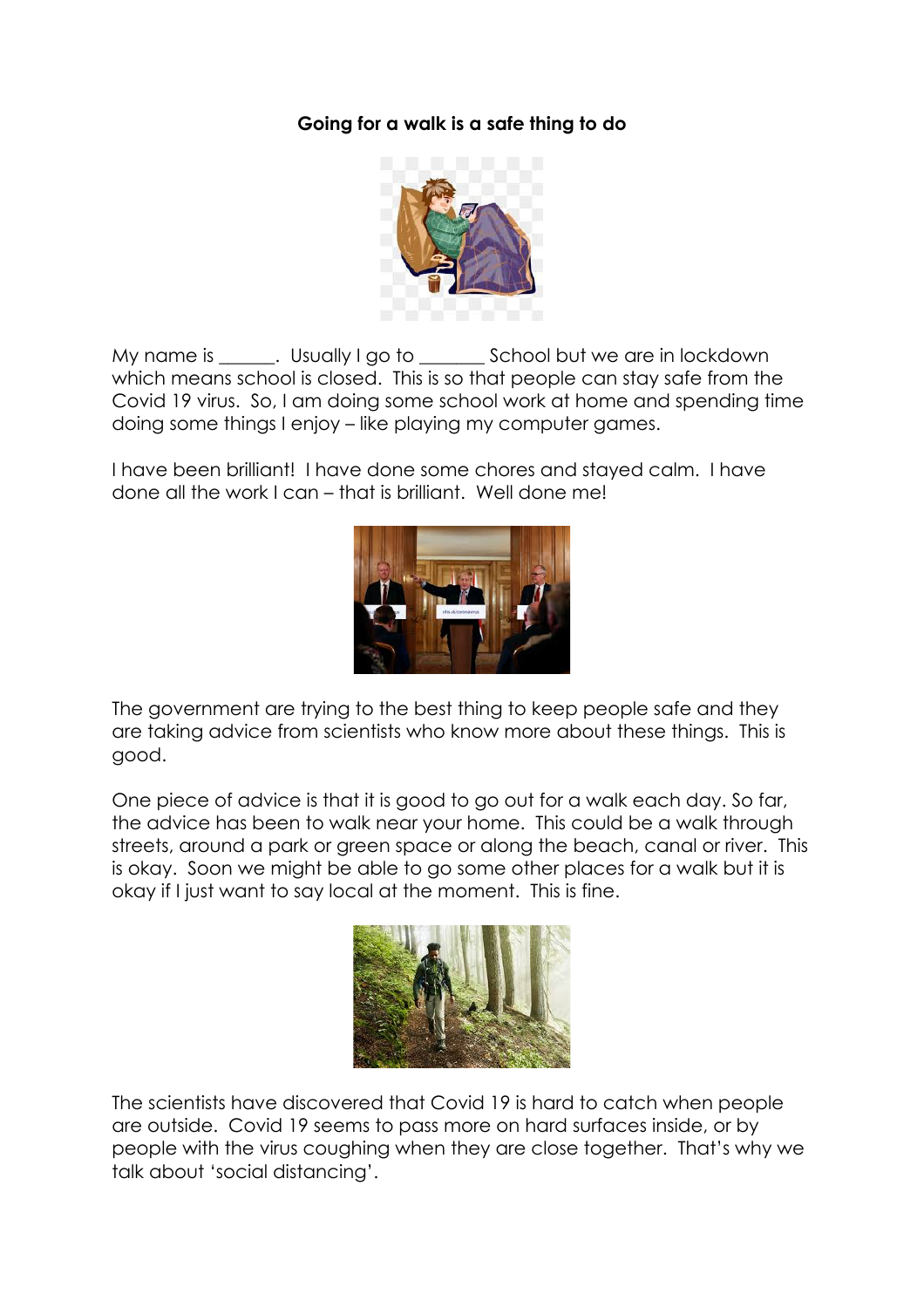**Going for a walk is a safe thing to do**

My name is ______. Usually I go to _______ School but we are in lockdown which means school is closed. This is so that people can stay safe from the Covid 19 virus. So, I am doing some school work at home and spending time doing some things I enjoy – like playing my computer games.

I have been brilliant! I have done some chores and stayed calm. I have done all the work I can – that is brilliant. Well done me!

The government are trying to the best thing to keep people safe and they are taking advice from scientists who know more about these things. This is good.

One piece of advice is that it is good to go out for a walk each day. So far, the advice has been to walk near your home. This could be a walk through streets, around a park or green space or along the beach, canal or river. This is okay. Soon we might be able to go some other places for a walk but it is okay if I just want to say local at the moment. This is fine.

The scientists have discovered that Covid 19 is hard to catch when people are outside. Covid 19 seems to pass more on hard surfaces inside, or by people with the virus coughing when they are close together. That's why we talk about 'social distancing'.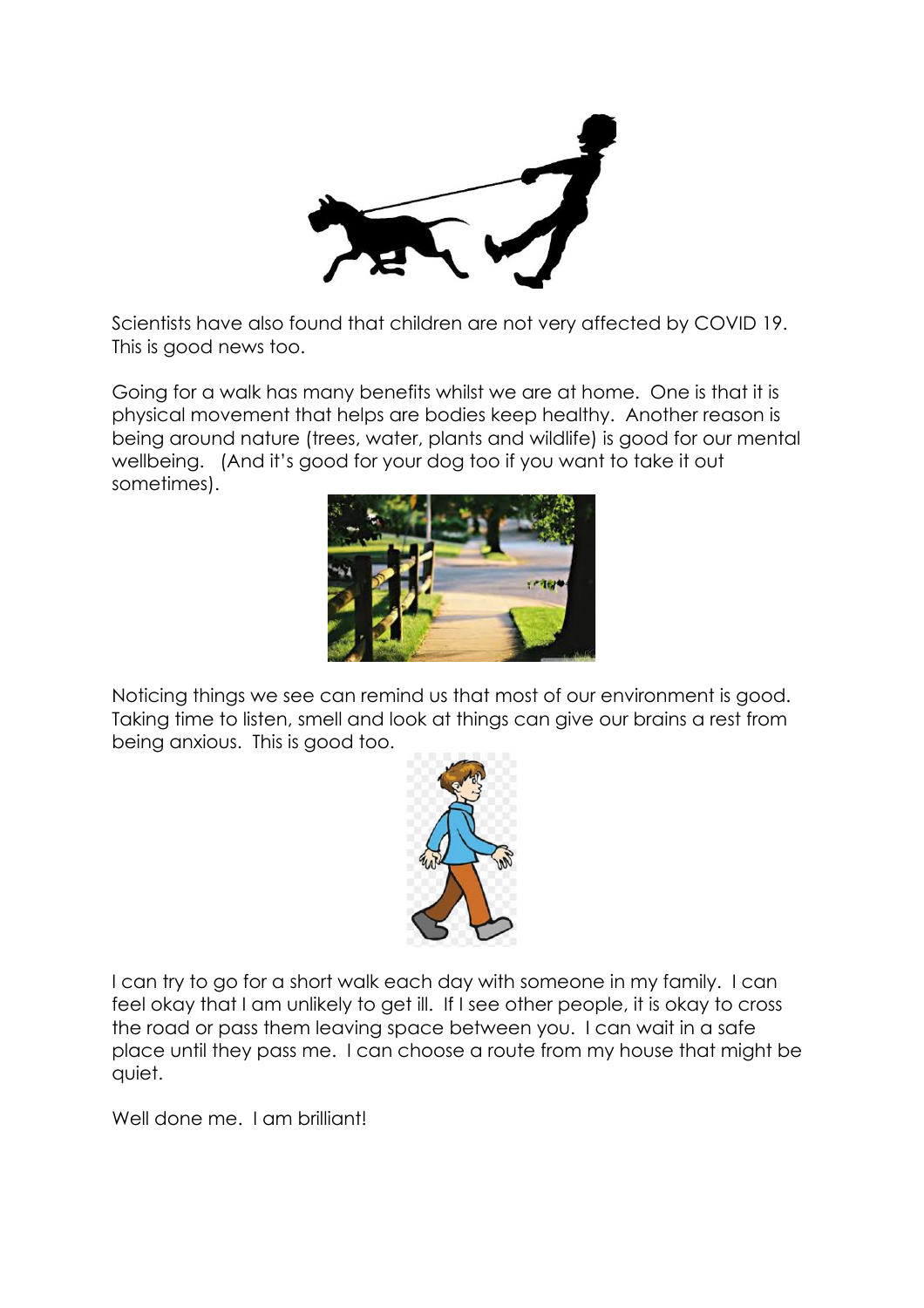Scientists have also found that children are not very affected by COVID 19. This is good news too.

Going for a walk has many benefits whilst we are at home. One is that it is physical movement that helps are bodies keep healthy. Another reason is being around nature (trees, water, plants and wildlife) is good for our mental wellbeing. (And it's good for your dog too if you want to take it out sometimes).

Noticing things we see can remind us that most of our environment is good. Taking time to listen, smell and look at things can give our brains a rest from being anxious. This is good too.

I can try to go for a short walk each day with someone in my family. I can feel okay that I am unlikely to get ill. If I see other people, it is okay to cross the road or pass them leaving space between you. I can wait in a safe place until they pass me. I can choose a route from my house that might be quiet.

Well done me. I am brilliant!